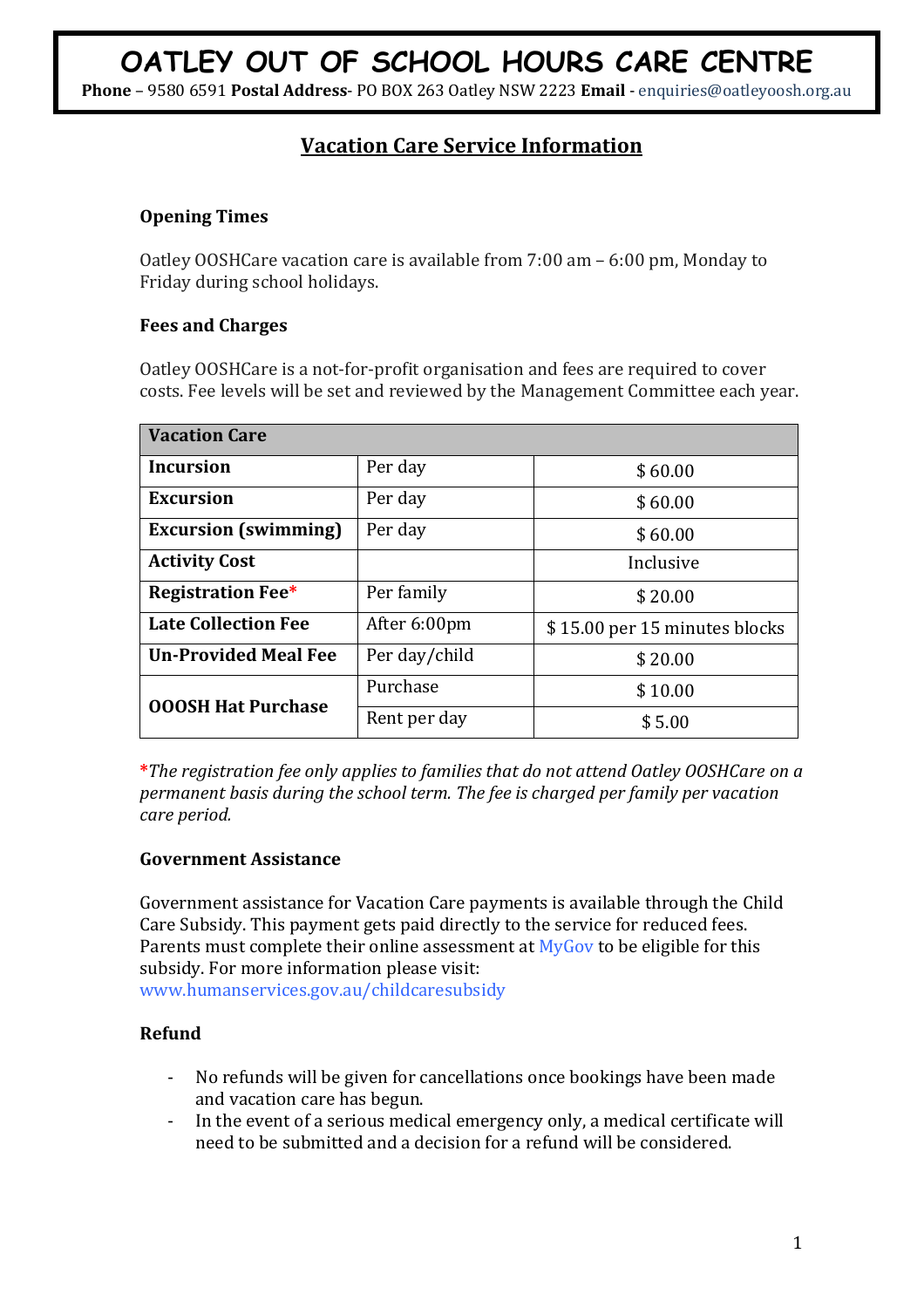# OATLEY OUT OF SCHOOL HOURS CARE CENTRE

**Phone** – 9580 6591 **Postal Address**- PO BOX 263 Oatley NSW 2223 **Email** - enquiries@oatleyoosh.org.au

## Vacation Care Service Information

### Opening Times

Oatley OOSHCare vacation care is available from 7:00 am – 6:00 pm, Monday to Friday during school holidays.

### Fees and Charges

Oatley OOSHCare is a not-for-profit organisation and fees are required to cover costs. Fee levels will be set and reviewed by the Management Committee each year.

| Vacation Care | | |
|---|---|---|
| **Incursion** | Per day | $ 60.00 |
| **Excursion** | Per day | $ 60.00 |
| **Excursion (swimming)** | Per day | $ 60.00 |
| **Activity Cost** | | Inclusive |
| **Registration Fee*** | Per family | $ 20.00 |
| **Late Collection Fee** | After 6:00pm | $ 15.00 per 15 minutes blocks |
| **Un-Provided Meal Fee** | Per day/child | $ 20.00 |
| **OOOSH Hat Purchase** | Purchase | $ 10.00 |
| | Rent per day | $ 5.00 |

**\***_The registration fee only applies to families that do not attend Oatley OOSHCare on a permanent basis during the school term. The fee is charged per family per vacation care period._

### Government Assistance

Government assistance for Vacation Care payments is available through the Child Care Subsidy. This payment gets paid directly to the service for reduced fees. Parents must complete their online assessment at MyGov to be eligible for this subsidy. For more information please visit: www.humanservices.gov.au/childcaresubsidy

### Refund

- No refunds will be given for cancellations once bookings have been made and vacation care has begun.
- In the event of a serious medical emergency only, a medical certificate will need to be submitted and a decision for a refund will be considered.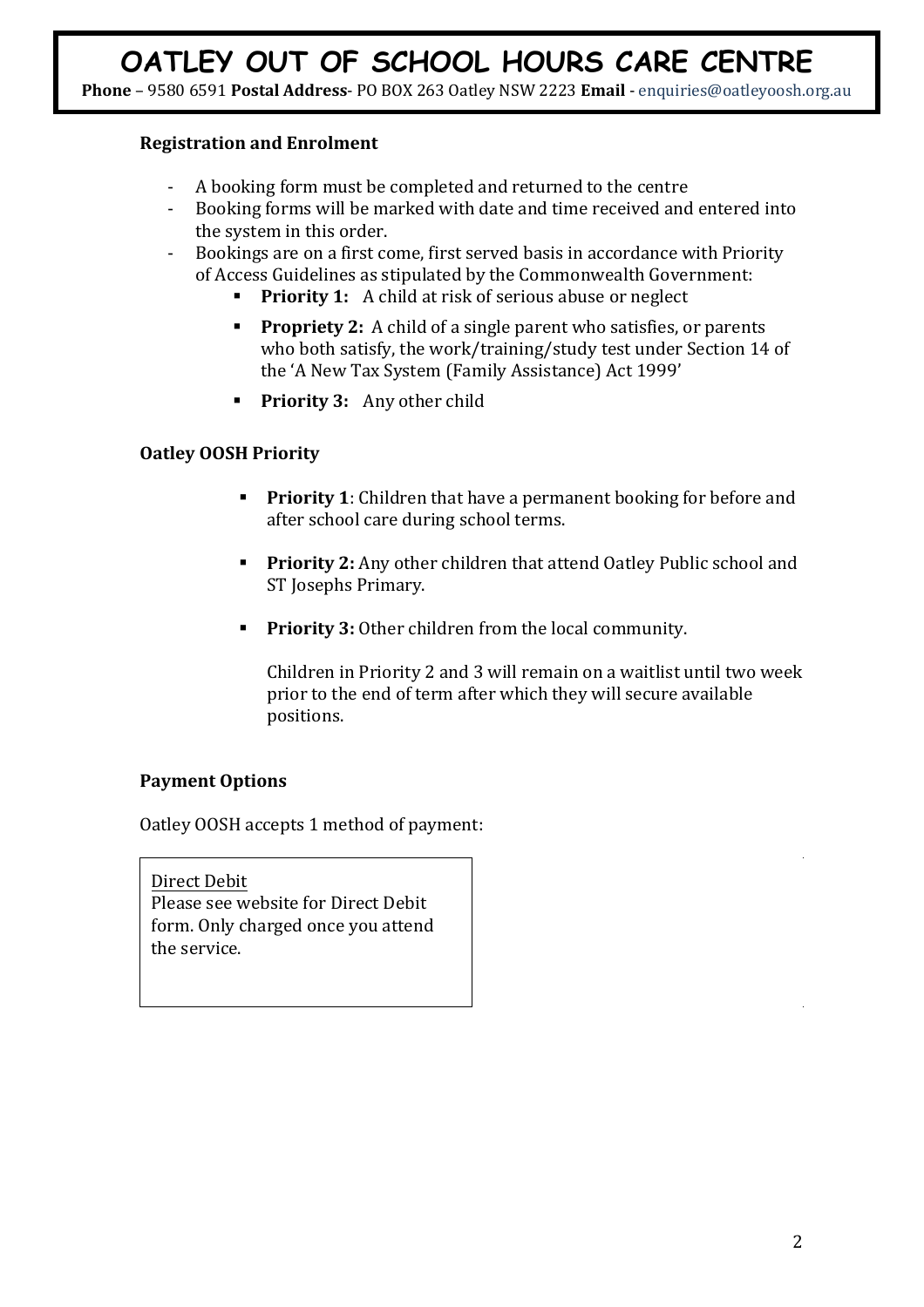# OATLEY OUT OF SCHOOL HOURS CARE CENTRE

**Phone** – 9580 6591 **Postal Address**- PO BOX 263 Oatley NSW 2223 **Email** - enquiries@oatleyoosh.org.au

**Registration and Enrolment**

- A booking form must be completed and returned to the centre
- Booking forms will be marked with date and time received and entered into the system in this order.
- Bookings are on a first come, first served basis in accordance with Priority of Access Guidelines as stipulated by the Commonwealth Government:
  - **Priority 1:** A child at risk of serious abuse or neglect
  - **Propriety 2:** A child of a single parent who satisfies, or parents who both satisfy, the work/training/study test under Section 14 of the 'A New Tax System (Family Assistance) Act 1999'
  - **Priority 3:** Any other child

**Oatley OOSH Priority**

- **Priority 1**: Children that have a permanent booking for before and after school care during school terms.
- **Priority 2:** Any other children that attend Oatley Public school and ST Josephs Primary.
- **Priority 3:** Other children from the local community.

  Children in Priority 2 and 3 will remain on a waitlist until two week prior to the end of term after which they will secure available positions.

**Payment Options**

Oatley OOSH accepts 1 method of payment:

<u>Direct Debit</u>
Please see website for Direct Debit form. Only charged once you attend the service.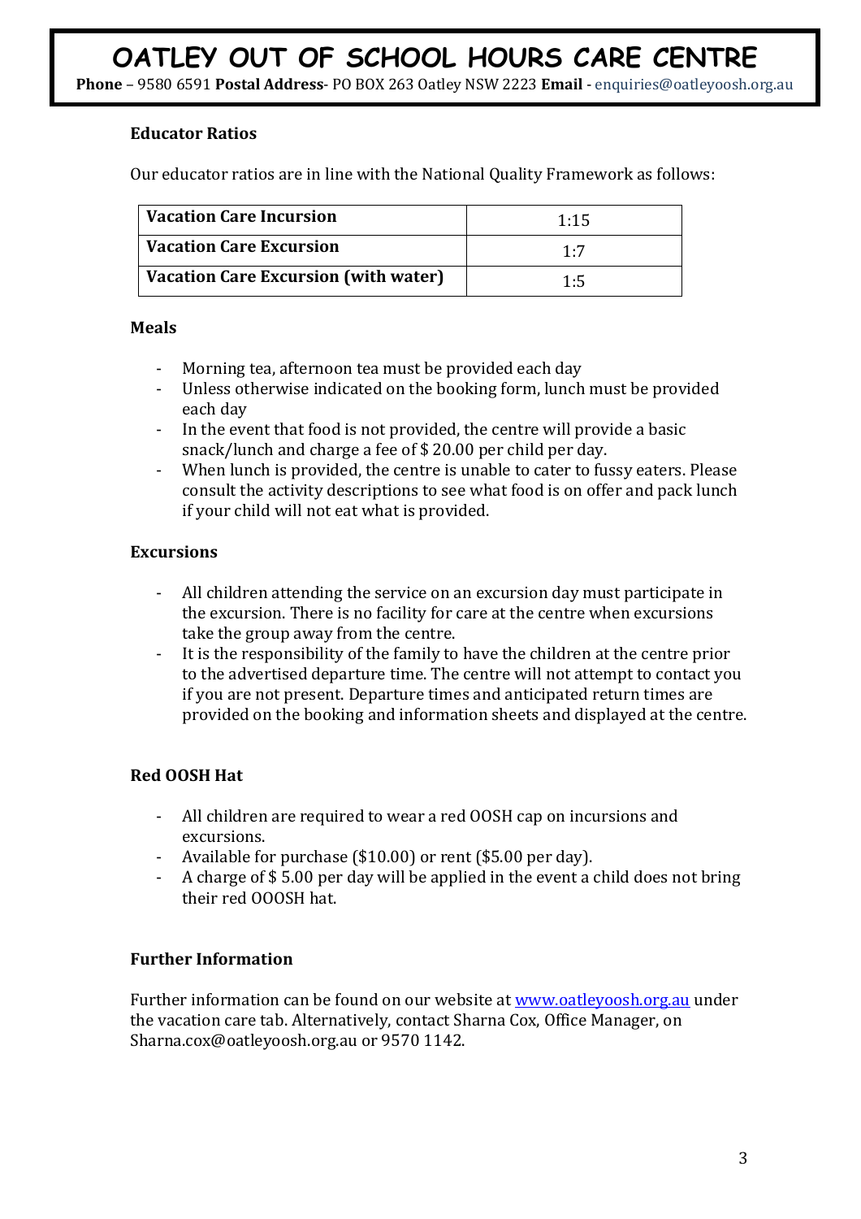# OATLEY OUT OF SCHOOL HOURS CARE CENTRE

**Phone** – 9580 6591 **Postal Address**- PO BOX 263 Oatley NSW 2223 **Email** - enquiries@oatleyoosh.org.au

### Educator Ratios

Our educator ratios are in line with the National Quality Framework as follows:

| | |
|---|---|
| **Vacation Care Incursion** | 1:15 |
| **Vacation Care Excursion** | 1:7 |
| **Vacation Care Excursion (with water)** | 1:5 |

### Meals

- Morning tea, afternoon tea must be provided each day
- Unless otherwise indicated on the booking form, lunch must be provided each day
- In the event that food is not provided, the centre will provide a basic snack/lunch and charge a fee of $ 20.00 per child per day.
- When lunch is provided, the centre is unable to cater to fussy eaters. Please consult the activity descriptions to see what food is on offer and pack lunch if your child will not eat what is provided.

### Excursions

- All children attending the service on an excursion day must participate in the excursion. There is no facility for care at the centre when excursions take the group away from the centre.
- It is the responsibility of the family to have the children at the centre prior to the advertised departure time. The centre will not attempt to contact you if you are not present. Departure times and anticipated return times are provided on the booking and information sheets and displayed at the centre.

### Red OOSH Hat

- All children are required to wear a red OOSH cap on incursions and excursions.
- Available for purchase ($10.00) or rent ($5.00 per day).
- A charge of $ 5.00 per day will be applied in the event a child does not bring their red OOOSH hat.

### Further Information

Further information can be found on our website at www.oatleyoosh.org.au under the vacation care tab. Alternatively, contact Sharna Cox, Office Manager, on Sharna.cox@oatleyoosh.org.au or 9570 1142.